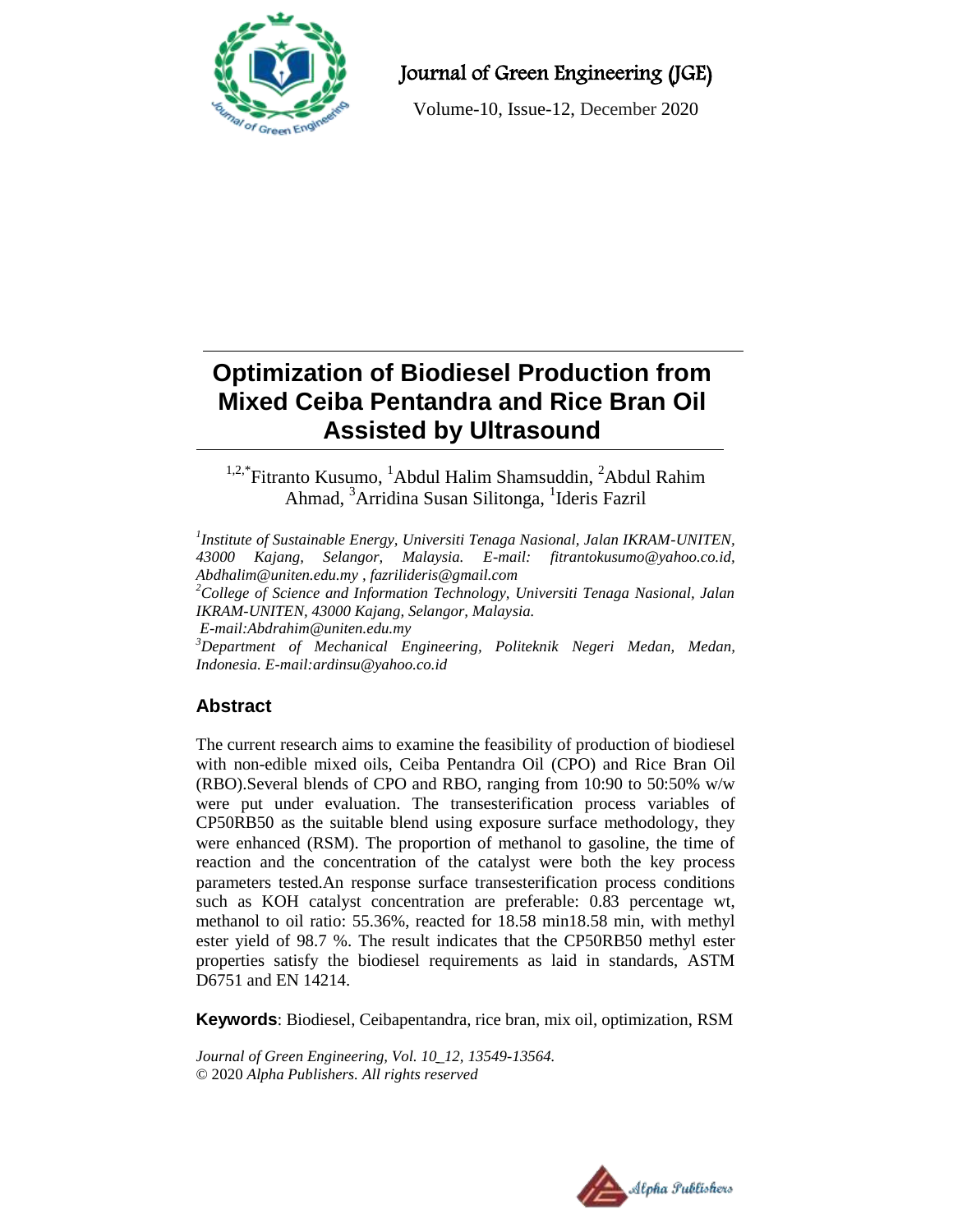# Optimization of Biodiesel Production from Mixed Ceiba Pentandra and Rice Bran Oil Assisted by Ultrasound

[1,2,*]Fitranto Kusumo, [1]Abdul Halim Shamsuddin, [2]Abdul Rahim Ahmad, [3]Arridina Susan Silitonga, [1]Ideris Fazril

*[1]Institute of Sustainable Energy, Universiti Tenaga Nasional, Jalan IKRAM-UNITEN, 43000 Kajang, Selangor, Malaysia. E-mail: fitrantokusumo@yahoo.co.id, Abdhalim@uniten.edu.my , fazrilideris@gmail.com*

*[2]College of Science and Information Technology, Universiti Tenaga Nasional, Jalan IKRAM-UNITEN, 43000 Kajang, Selangor, Malaysia.*
*E-mail:Abdrahim@uniten.edu.my*

*[3]Department of Mechanical Engineering, Politeknik Negeri Medan, Medan, Indonesia. E-mail:ardinsu@yahoo.co.id*

## Abstract

The current research aims to examine the feasibility of production of biodiesel with non-edible mixed oils, Ceiba Pentandra Oil (CPO) and Rice Bran Oil (RBO).Several blends of CPO and RBO, ranging from 10:90 to 50:50% w/w were put under evaluation. The transesterification process variables of CP50RB50 as the suitable blend using exposure surface methodology, they were enhanced (RSM). The proportion of methanol to gasoline, the time of reaction and the concentration of the catalyst were both the key process parameters tested.An response surface transesterification process conditions such as KOH catalyst concentration are preferable: 0.83 percentage wt, methanol to oil ratio: 55.36%, reacted for 18.58 min18.58 min, with methyl ester yield of 98.7 %. The result indicates that the CP50RB50 methyl ester properties satisfy the biodiesel requirements as laid in standards, ASTM D6751 and EN 14214.

**Keywords**: Biodiesel, Ceibapentandra, rice bran, mix oil, optimization, RSM

*Journal of Green Engineering, Vol. 10_12, 13549-13564.*
© 2020 *Alpha Publishers. All rights reserved*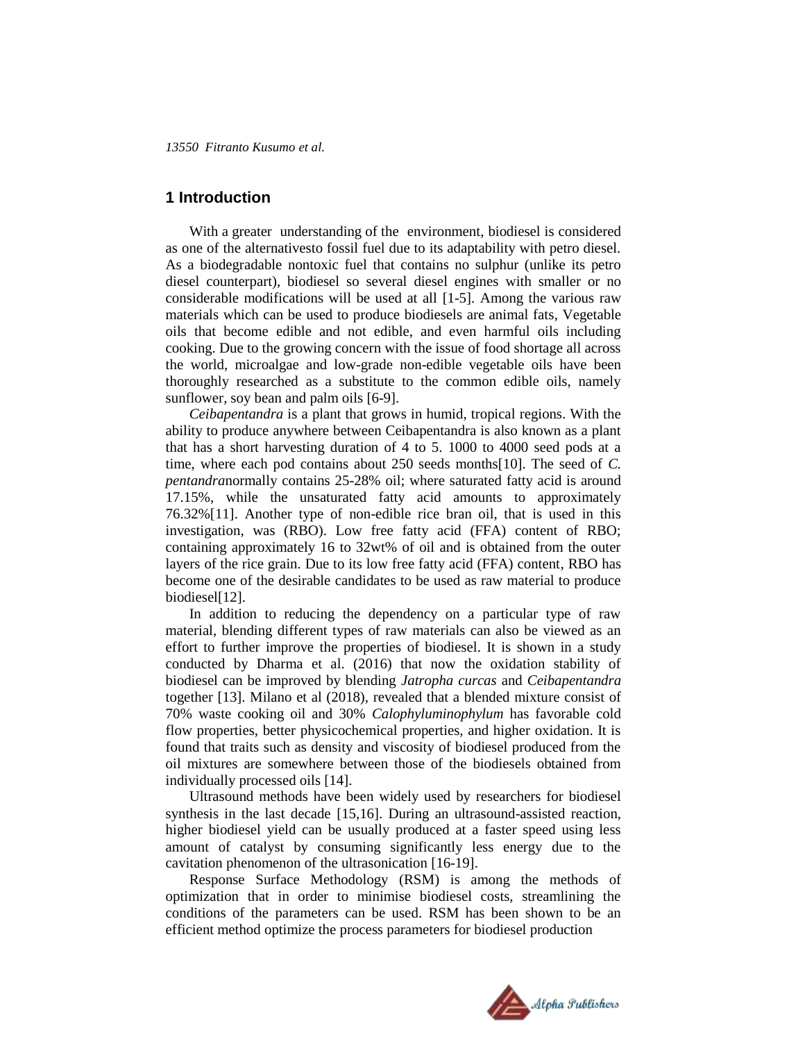## 1 Introduction

With a greater understanding of the environment, biodiesel is considered as one of the alternativesto fossil fuel due to its adaptability with petro diesel. As a biodegradable nontoxic fuel that contains no sulphur (unlike its petro diesel counterpart), biodiesel so several diesel engines with smaller or no considerable modifications will be used at all [1-5]. Among the various raw materials which can be used to produce biodiesels are animal fats, Vegetable oils that become edible and not edible, and even harmful oils including cooking. Due to the growing concern with the issue of food shortage all across the world, microalgae and low-grade non-edible vegetable oils have been thoroughly researched as a substitute to the common edible oils, namely sunflower, soy bean and palm oils [6-9].

*Ceibapentandra* is a plant that grows in humid, tropical regions. With the ability to produce anywhere between Ceibapentandra is also known as a plant that has a short harvesting duration of 4 to 5. 1000 to 4000 seed pods at a time, where each pod contains about 250 seeds months[10]. The seed of *C. pentandra*normally contains 25-28% oil; where saturated fatty acid is around 17.15%, while the unsaturated fatty acid amounts to approximately 76.32%[11]. Another type of non-edible rice bran oil, that is used in this investigation, was (RBO). Low free fatty acid (FFA) content of RBO; containing approximately 16 to 32wt% of oil and is obtained from the outer layers of the rice grain. Due to its low free fatty acid (FFA) content, RBO has become one of the desirable candidates to be used as raw material to produce biodiesel[12].

In addition to reducing the dependency on a particular type of raw material, blending different types of raw materials can also be viewed as an effort to further improve the properties of biodiesel. It is shown in a study conducted by Dharma et al. (2016) that now the oxidation stability of biodiesel can be improved by blending *Jatropha curcas* and *Ceibapentandra* together [13]. Milano et al (2018), revealed that a blended mixture consist of 70% waste cooking oil and 30% *Calophyluminophylum* has favorable cold flow properties, better physicochemical properties, and higher oxidation. It is found that traits such as density and viscosity of biodiesel produced from the oil mixtures are somewhere between those of the biodiesels obtained from individually processed oils [14].

Ultrasound methods have been widely used by researchers for biodiesel synthesis in the last decade [15,16]. During an ultrasound-assisted reaction, higher biodiesel yield can be usually produced at a faster speed using less amount of catalyst by consuming significantly less energy due to the cavitation phenomenon of the ultrasonication [16-19].

Response Surface Methodology (RSM) is among the methods of optimization that in order to minimise biodiesel costs, streamlining the conditions of the parameters can be used. RSM has been shown to be an efficient method optimize the process parameters for biodiesel production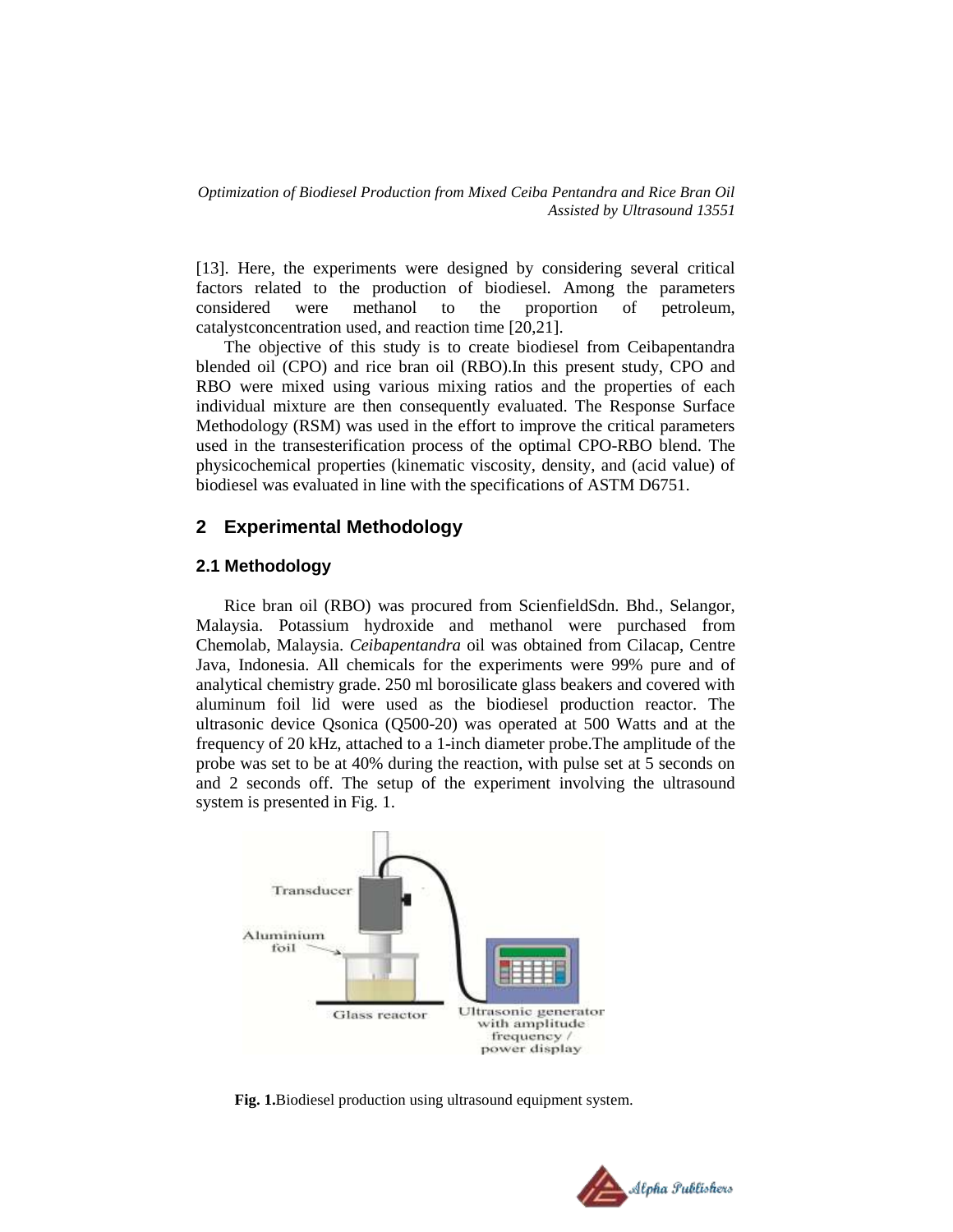[13]. Here, the experiments were designed by considering several critical factors related to the production of biodiesel. Among the parameters considered were methanol to the proportion of petroleum, catalystconcentration used, and reaction time [20,21].

The objective of this study is to create biodiesel from Ceibapentandra blended oil (CPO) and rice bran oil (RBO).In this present study, CPO and RBO were mixed using various mixing ratios and the properties of each individual mixture are then consequently evaluated. The Response Surface Methodology (RSM) was used in the effort to improve the critical parameters used in the transesterification process of the optimal CPO-RBO blend. The physicochemical properties (kinematic viscosity, density, and (acid value) of biodiesel was evaluated in line with the specifications of ASTM D6751.

## 2 Experimental Methodology

### 2.1 Methodology

Rice bran oil (RBO) was procured from ScienfieldSdn. Bhd., Selangor, Malaysia. Potassium hydroxide and methanol were purchased from Chemolab, Malaysia. *Ceibapentandra* oil was obtained from Cilacap, Centre Java, Indonesia. All chemicals for the experiments were 99% pure and of analytical chemistry grade. 250 ml borosilicate glass beakers and covered with aluminum foil lid were used as the biodiesel production reactor. The ultrasonic device Qsonica (Q500-20) was operated at 500 Watts and at the frequency of 20 kHz, attached to a 1-inch diameter probe.The amplitude of the probe was set to be at 40% during the reaction, with pulse set at 5 seconds on and 2 seconds off. The setup of the experiment involving the ultrasound system is presented in Fig. 1.

**Fig. 1.**Biodiesel production using ultrasound equipment system.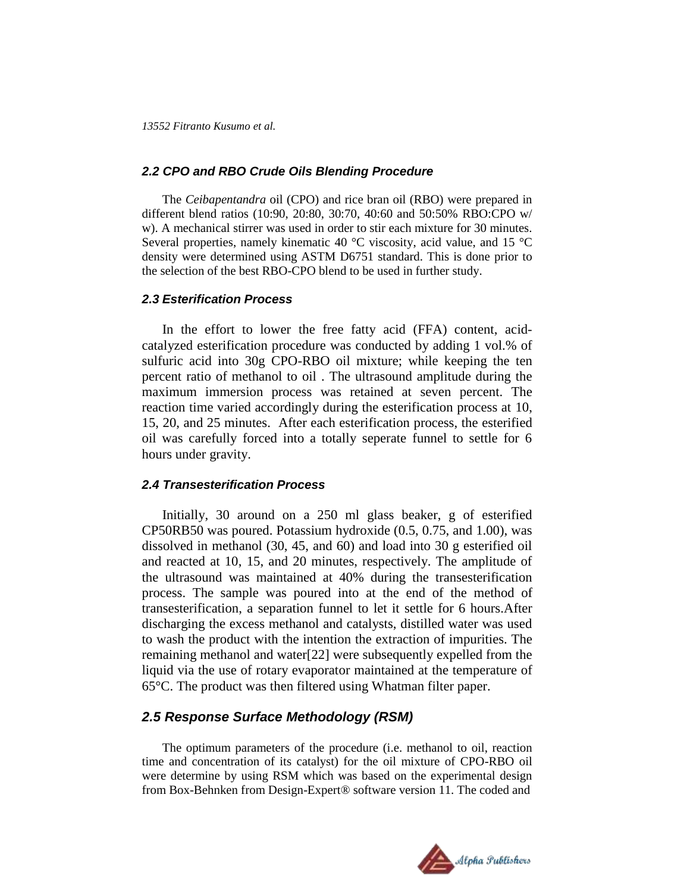### 2.2 CPO and RBO Crude Oils Blending Procedure

The *Ceibapentandra* oil (CPO) and rice bran oil (RBO) were prepared in different blend ratios (10:90, 20:80, 30:70, 40:60 and 50:50% RBO:CPO w/w). A mechanical stirrer was used in order to stir each mixture for 30 minutes. Several properties, namely kinematic 40 °C viscosity, acid value, and 15 °C density were determined using ASTM D6751 standard. This is done prior to the selection of the best RBO-CPO blend to be used in further study.

### 2.3 Esterification Process

In the effort to lower the free fatty acid (FFA) content, acid-catalyzed esterification procedure was conducted by adding 1 vol.% of sulfuric acid into 30g CPO-RBO oil mixture; while keeping the ten percent ratio of methanol to oil . The ultrasound amplitude during the maximum immersion process was retained at seven percent. The reaction time varied accordingly during the esterification process at 10, 15, 20, and 25 minutes. After each esterification process, the esterified oil was carefully forced into a totally seperate funnel to settle for 6 hours under gravity.

### 2.4 Transesterification Process

Initially, 30 around on a 250 ml glass beaker, g of esterified CP50RB50 was poured. Potassium hydroxide (0.5, 0.75, and 1.00), was dissolved in methanol (30, 45, and 60) and load into 30 g esterified oil and reacted at 10, 15, and 20 minutes, respectively. The amplitude of the ultrasound was maintained at 40% during the transesterification process. The sample was poured into at the end of the method of transesterification, a separation funnel to let it settle for 6 hours.After discharging the excess methanol and catalysts, distilled water was used to wash the product with the intention the extraction of impurities. The remaining methanol and water[22] were subsequently expelled from the liquid via the use of rotary evaporator maintained at the temperature of 65°C. The product was then filtered using Whatman filter paper.

### 2.5 Response Surface Methodology (RSM)

The optimum parameters of the procedure (i.e. methanol to oil, reaction time and concentration of its catalyst) for the oil mixture of CPO-RBO oil were determine by using RSM which was based on the experimental design from Box-Behnken from Design-Expert® software version 11. The coded and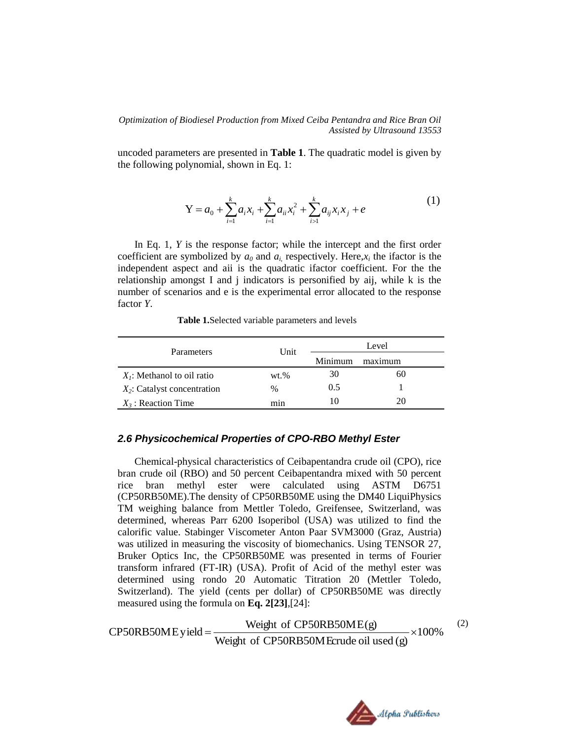uncoded parameters are presented in **Table 1**. The quadratic model is given by the following polynomial, shown in Eq. 1:

$$\mathrm{Y} = a_0 + \sum_{i=1}^{k} a_i x_i + \sum_{i=1}^{k} a_{ii} x_i^2 + \sum_{i>1}^{k} a_{ij} x_i x_j + e \tag{1}$$

In Eq. 1, $Y$ is the response factor; while the intercept and the first order coefficient are symbolized by $a_0$ and $a_i$, respectively. Here,$x_i$ the ifactor is the independent aspect and aii is the quadratic ifactor coefficient. For the the relationship amongst I and j indicators is personified by aij, while k is the number of scenarios and e is the experimental error allocated to the response factor $Y$.

**Table 1.**Selected variable parameters and levels

| Parameters | Unit | Level | |
|---|---|---|---|
| | | Minimum | maximum |
| $X_1$: Methanol to oil ratio | wt.% | 30 | 60 |
| $X_2$: Catalyst concentration | % | 0.5 | 1 |
| $X_3$ : Reaction Time | min | 10 | 20 |

### *2.6 Physicochemical Properties of CPO-RBO Methyl Ester*

Chemical-physical characteristics of Ceibapentandra crude oil (CPO), rice bran crude oil (RBO) and 50 percent Ceibapentandra mixed with 50 percent rice bran methyl ester were calculated using ASTM D6751 (CP50RB50ME).The density of CP50RB50ME using the DM40 LiquiPhysics TM weighing balance from Mettler Toledo, Greifensee, Switzerland, was determined, whereas Parr 6200 Isoperibol (USA) was utilized to find the calorific value. Stabinger Viscometer Anton Paar SVM3000 (Graz, Austria) was utilized in measuring the viscosity of biomechanics. Using TENSOR 27, Bruker Optics Inc, the CP50RB50ME was presented in terms of Fourier transform infrared (FT-IR) (USA). Profit of Acid of the methyl ester was determined using rondo 20 Automatic Titration 20 (Mettler Toledo, Switzerland). The yield (cents per dollar) of CP50RB50ME was directly measured using the formula on **Eq. 2[23]**,[24]:

$$\mathrm{CP50RB50ME\,yield} = \frac{\mathrm{Weight\ of\ CP50RB50ME(g)}}{\mathrm{Weight\ of\ CP50RB50MEcrude\ oil\ used\,(g)}} \times 100\% \tag{2}$$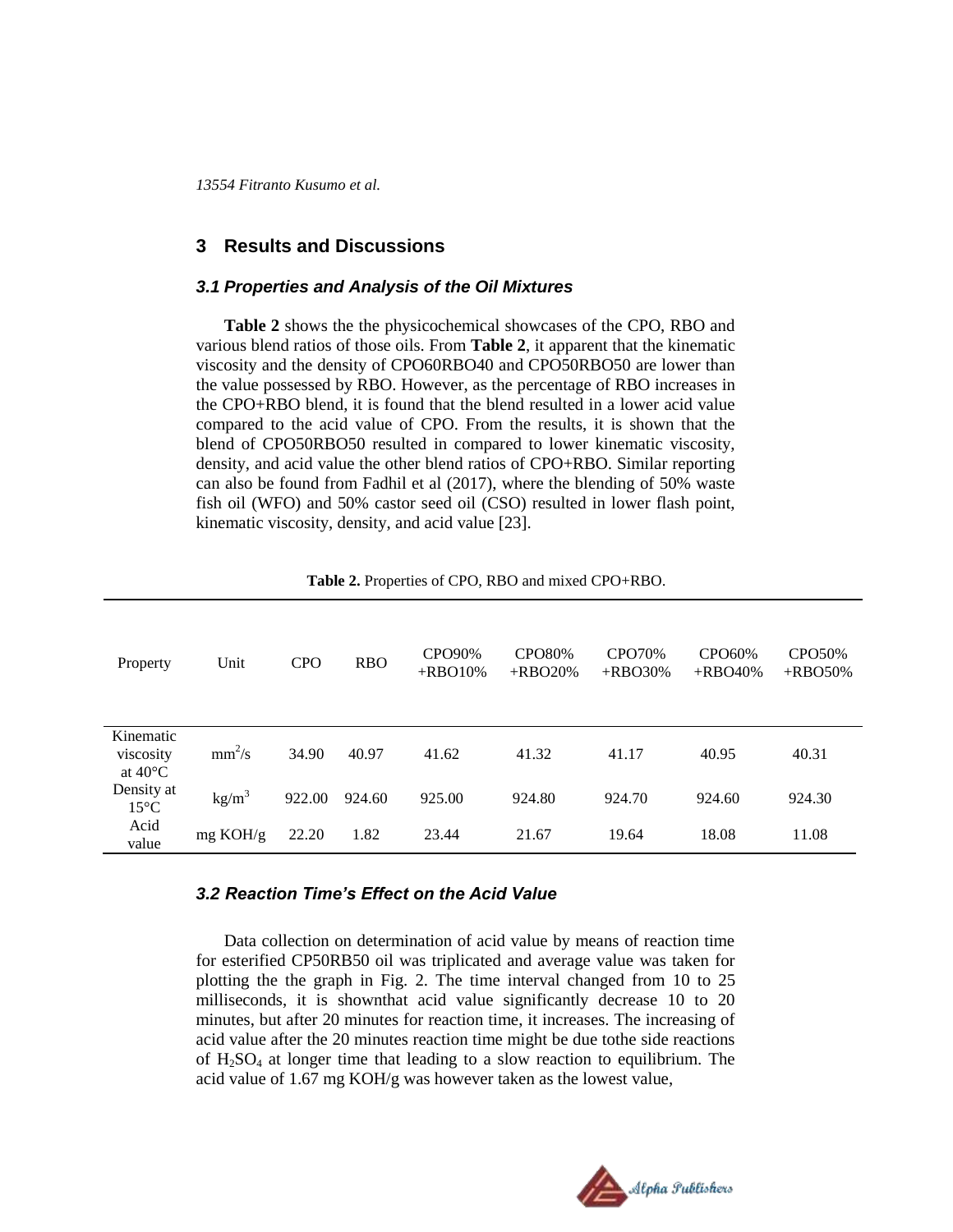## 3 Results and Discussions

### *3.1 Properties and Analysis of the Oil Mixtures*

**Table 2** shows the the physicochemical showcases of the CPO, RBO and various blend ratios of those oils. From **Table 2**, it apparent that the kinematic viscosity and the density of CPO60RBO40 and CPO50RBO50 are lower than the value possessed by RBO. However, as the percentage of RBO increases in the CPO+RBO blend, it is found that the blend resulted in a lower acid value compared to the acid value of CPO. From the results, it is shown that the blend of CPO50RBO50 resulted in compared to lower kinematic viscosity, density, and acid value the other blend ratios of CPO+RBO. Similar reporting can also be found from Fadhil et al (2017), where the blending of 50% waste fish oil (WFO) and 50% castor seed oil (CSO) resulted in lower flash point, kinematic viscosity, density, and acid value [23].

**Table 2.** Properties of CPO, RBO and mixed CPO+RBO.

| Property | Unit | CPO | RBO | CPO90% +RBO10% | CPO80% +RBO20% | CPO70% +RBO30% | CPO60% +RBO40% | CPO50% +RBO50% |
|---|---|---|---|---|---|---|---|---|
| Kinematic viscosity at 40°C | $mm^2/s$ | 34.90 | 40.97 | 41.62 | 41.32 | 41.17 | 40.95 | 40.31 |
| Density at 15°C | $kg/m^3$ | 922.00 | 924.60 | 925.00 | 924.80 | 924.70 | 924.60 | 924.30 |
| Acid value | mg KOH/g | 22.20 | 1.82 | 23.44 | 21.67 | 19.64 | 18.08 | 11.08 |

### *3.2 Reaction Time's Effect on the Acid Value*

Data collection on determination of acid value by means of reaction time for esterified CP50RB50 oil was triplicated and average value was taken for plotting the the graph in Fig. 2. The time interval changed from 10 to 25 milliseconds, it is shownthat acid value significantly decrease 10 to 20 minutes, but after 20 minutes for reaction time, it increases. The increasing of acid value after the 20 minutes reaction time might be due tothe side reactions of $H_2SO_4$ at longer time that leading to a slow reaction to equilibrium. The acid value of 1.67 mg KOH/g was however taken as the lowest value,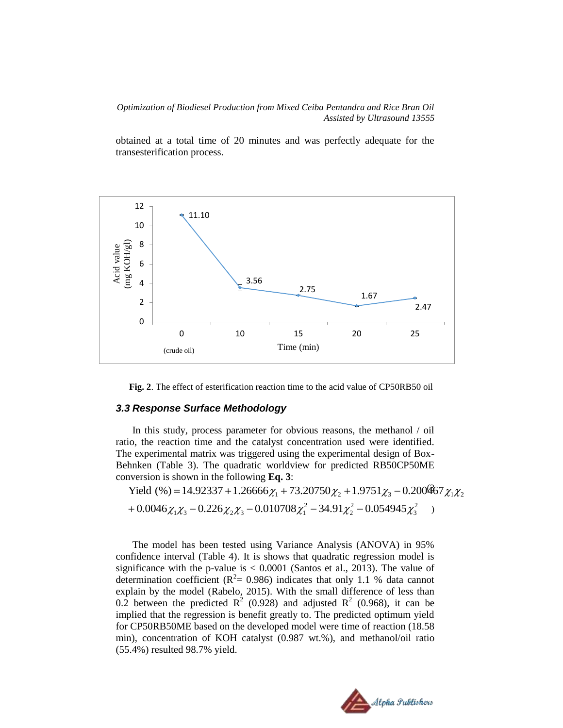obtained at a total time of 20 minutes and was perfectly adequate for the transesterification process.

**Fig. 2**. The effect of esterification reaction time to the acid value of CP50RB50 oil

### *3.3 Response Surface Methodology*

In this study, process parameter for obvious reasons, the methanol / oil ratio, the reaction time and the catalyst concentration used were identified. The experimental matrix was triggered using the experimental design of Box-Behnken (Table 3). The quadratic worldview for predicted RB50CP50ME conversion is shown in the following **Eq. 3**:

$$\text{Yield (\%)} = 14.92337 + 1.26666\chi_1 + 73.20750\chi_2 + 1.9751\chi_3 - 0.200467\chi_1\chi_2 + 0.0046\chi_1\chi_3 - 0.226\chi_2\chi_3 - 0.010708\chi_1^2 - 34.91\chi_2^2 - 0.054945\chi_3^2 \quad (3)$$

The model has been tested using Variance Analysis (ANOVA) in 95% confidence interval (Table 4). It is shows that quadratic regression model is significance with the p-value is < 0.0001 (Santos et al., 2013). The value of determination coefficient ($R^2$= 0.986) indicates that only 1.1 % data cannot explain by the model (Rabelo, 2015). With the small difference of less than 0.2 between the predicted $R^2$ (0.928) and adjusted $R^2$ (0.968), it can be implied that the regression is benefit greatly to. The predicted optimum yield for CP50RB50ME based on the developed model were time of reaction (18.58 min), concentration of KOH catalyst (0.987 wt.%), and methanol/oil ratio (55.4%) resulted 98.7% yield.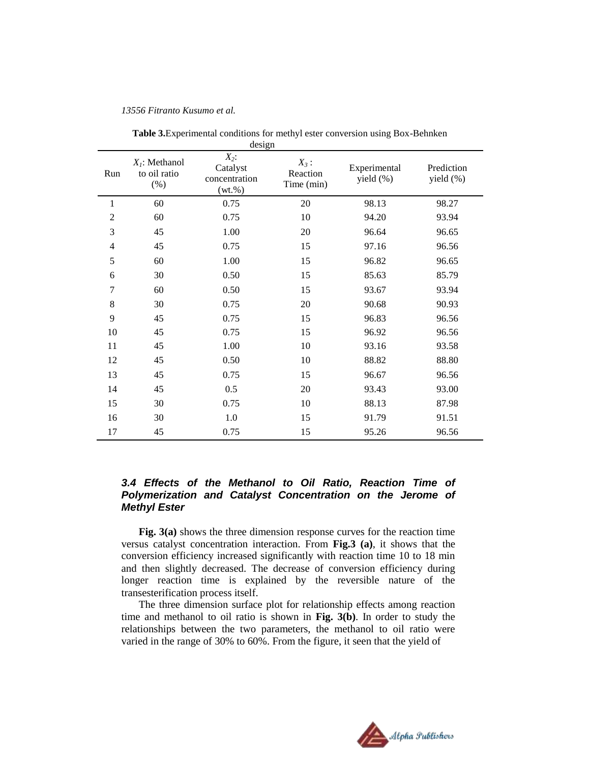**Table 3.** Experimental conditions for methyl ester conversion using Box-Behnken design

| Run | $X_1$: Methanol to oil ratio (%) | $X_2$: Catalyst concentration (wt.%) | $X_3$ : Reaction Time (min) | Experimental yield (%) | Prediction yield (%) |
|---|---|---|---|---|---|
| 1 | 60 | 0.75 | 20 | 98.13 | 98.27 |
| 2 | 60 | 0.75 | 10 | 94.20 | 93.94 |
| 3 | 45 | 1.00 | 20 | 96.64 | 96.65 |
| 4 | 45 | 0.75 | 15 | 97.16 | 96.56 |
| 5 | 60 | 1.00 | 15 | 96.82 | 96.65 |
| 6 | 30 | 0.50 | 15 | 85.63 | 85.79 |
| 7 | 60 | 0.50 | 15 | 93.67 | 93.94 |
| 8 | 30 | 0.75 | 20 | 90.68 | 90.93 |
| 9 | 45 | 0.75 | 15 | 96.83 | 96.56 |
| 10 | 45 | 0.75 | 15 | 96.92 | 96.56 |
| 11 | 45 | 1.00 | 10 | 93.16 | 93.58 |
| 12 | 45 | 0.50 | 10 | 88.82 | 88.80 |
| 13 | 45 | 0.75 | 15 | 96.67 | 96.56 |
| 14 | 45 | 0.5 | 20 | 93.43 | 93.00 |
| 15 | 30 | 0.75 | 10 | 88.13 | 87.98 |
| 16 | 30 | 1.0 | 15 | 91.79 | 91.51 |
| 17 | 45 | 0.75 | 15 | 95.26 | 96.56 |

### 3.4 Effects of the Methanol to Oil Ratio, Reaction Time of Polymerization and Catalyst Concentration on the Jerome of Methyl Ester

**Fig. 3(a)** shows the three dimension response curves for the reaction time versus catalyst concentration interaction. From **Fig.3 (a)**, it shows that the conversion efficiency increased significantly with reaction time 10 to 18 min and then slightly decreased. The decrease of conversion efficiency during longer reaction time is explained by the reversible nature of the transesterification process itself.

The three dimension surface plot for relationship effects among reaction time and methanol to oil ratio is shown in **Fig. 3(b)**. In order to study the relationships between the two parameters, the methanol to oil ratio were varied in the range of 30% to 60%. From the figure, it seen that the yield of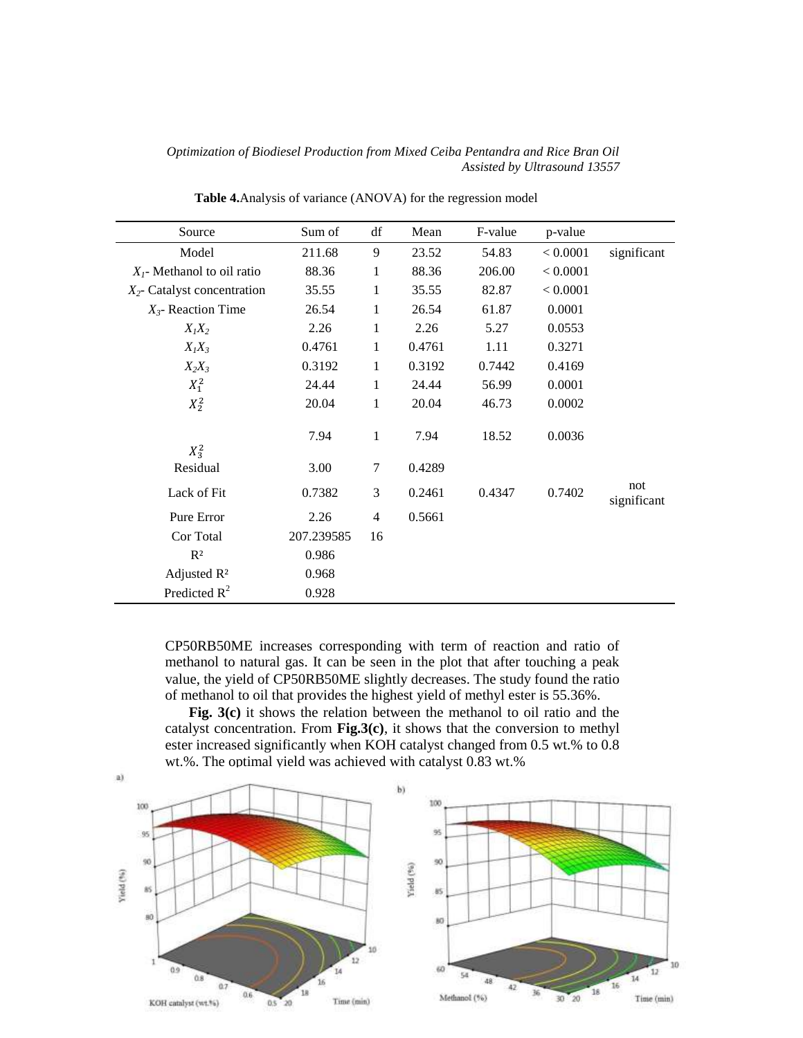**Table 4.** Analysis of variance (ANOVA) for the regression model

| Source | Sum of | df | Mean | F-value | p-value | |
|---|---|---|---|---|---|---|
| Model | 211.68 | 9 | 23.52 | 54.83 | < 0.0001 | significant |
| $X_1$- Methanol to oil ratio | 88.36 | 1 | 88.36 | 206.00 | < 0.0001 | |
| $X_2$- Catalyst concentration | 35.55 | 1 | 35.55 | 82.87 | < 0.0001 | |
| $X_3$- Reaction Time | 26.54 | 1 | 26.54 | 61.87 | 0.0001 | |
| $X_1X_2$ | 2.26 | 1 | 2.26 | 5.27 | 0.0553 | |
| $X_1X_3$ | 0.4761 | 1 | 0.4761 | 1.11 | 0.3271 | |
| $X_2X_3$ | 0.3192 | 1 | 0.3192 | 0.7442 | 0.4169 | |
| $X_1^2$ | 24.44 | 1 | 24.44 | 56.99 | 0.0001 | |
| $X_2^2$ | 20.04 | 1 | 20.04 | 46.73 | 0.0002 | |
| $X_3^2$ | 7.94 | 1 | 7.94 | 18.52 | 0.0036 | |
| Residual | 3.00 | 7 | 0.4289 | | | |
| Lack of Fit | 0.7382 | 3 | 0.2461 | 0.4347 | 0.7402 | not significant |
| Pure Error | 2.26 | 4 | 0.5661 | | | |
| Cor Total | 207.239585 | 16 | | | | |
| $R^2$ | 0.986 | | | | | |
| Adjusted $R^2$ | 0.968 | | | | | |
| Predicted $R^2$ | 0.928 | | | | | |

CP50RB50ME increases corresponding with term of reaction and ratio of methanol to natural gas. It can be seen in the plot that after touching a peak value, the yield of CP50RB50ME slightly decreases. The study found the ratio of methanol to oil that provides the highest yield of methyl ester is 55.36%.

**Fig. 3(c)** it shows the relation between the methanol to oil ratio and the catalyst concentration. From **Fig.3(c)**, it shows that the conversion to methyl ester increased significantly when KOH catalyst changed from 0.5 wt.% to 0.8 wt.%. The optimal yield was achieved with catalyst 0.83 wt.%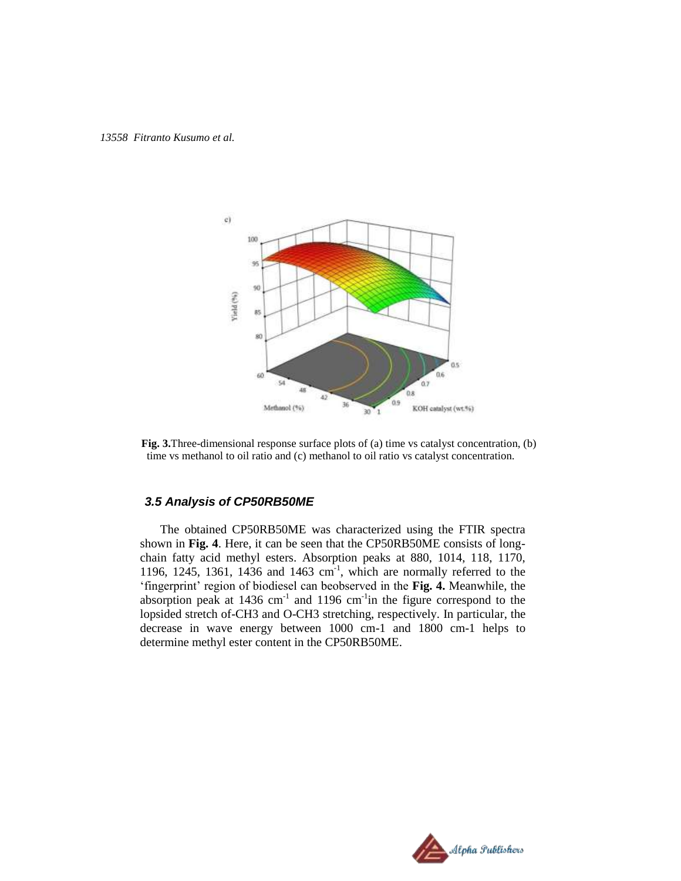**Fig. 3.**Three-dimensional response surface plots of (a) time vs catalyst concentration, (b) time vs methanol to oil ratio and (c) methanol to oil ratio vs catalyst concentration.

### *3.5 Analysis of CP50RB50ME*

The obtained CP50RB50ME was characterized using the FTIR spectra shown in **Fig. 4**. Here, it can be seen that the CP50RB50ME consists of long-chain fatty acid methyl esters. Absorption peaks at 880, 1014, 118, 1170, 1196, 1245, 1361, 1436 and 1463 $cm^{-1}$, which are normally referred to the 'fingerprint' region of biodiesel can beobserved in the **Fig. 4.** Meanwhile, the absorption peak at 1436 $cm^{-1}$ and 1196 $cm^{-1}$in the figure correspond to the lopsided stretch of-CH3 and O-CH3 stretching, respectively. In particular, the decrease in wave energy between 1000 cm-1 and 1800 cm-1 helps to determine methyl ester content in the CP50RB50ME.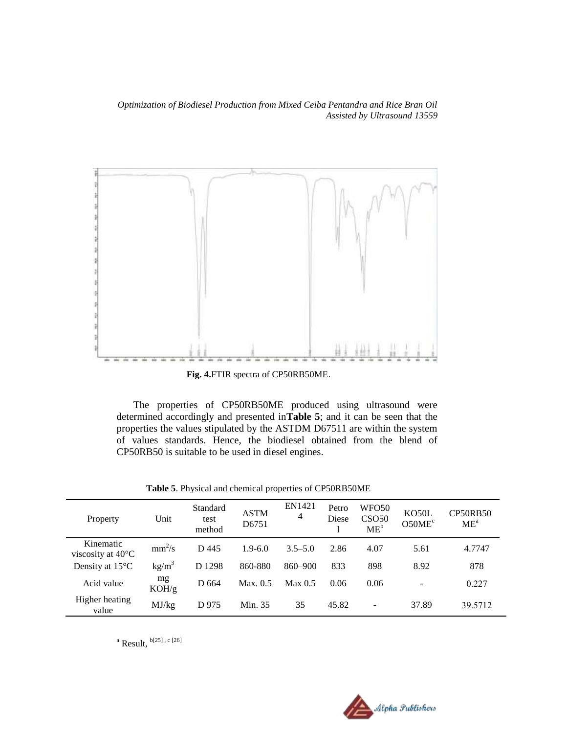**Fig. 4.** FTIR spectra of CP50RB50ME.

The properties of CP50RB50ME produced using ultrasound were determined accordingly and presented in**Table 5**; and it can be seen that the properties the values stipulated by the ASTDM D67511 are within the system of values standards. Hence, the biodiesel obtained from the blend of CP50RB50 is suitable to be used in diesel engines.

**Table 5**. Physical and chemical properties of CP50RB50ME

| Property | Unit | Standard test method | ASTM D6751 | EN14214 | Petro Diesel | WFO50 CSO50 ME[b] | KO50L O50ME[c] | CP50RB50 ME[a] |
|---|---|---|---|---|---|---|---|---|
| Kinematic viscosity at 40°C | $mm^2/s$ | D 445 | 1.9-6.0 | 3.5–5.0 | 2.86 | 4.07 | 5.61 | 4.7747 |
| Density at 15°C | $kg/m^3$ | D 1298 | 860-880 | 860–900 | 833 | 898 | 8.92 | 878 |
| Acid value | mg KOH/g | D 664 | Max. 0.5 | Max 0.5 | 0.06 | 0.06 | - | 0.227 |
| Higher heating value | MJ/kg | D 975 | Min. 35 | 35 | 45.82 | - | 37.89 | 39.5712 |

[a] Result, [b][25], [c][26]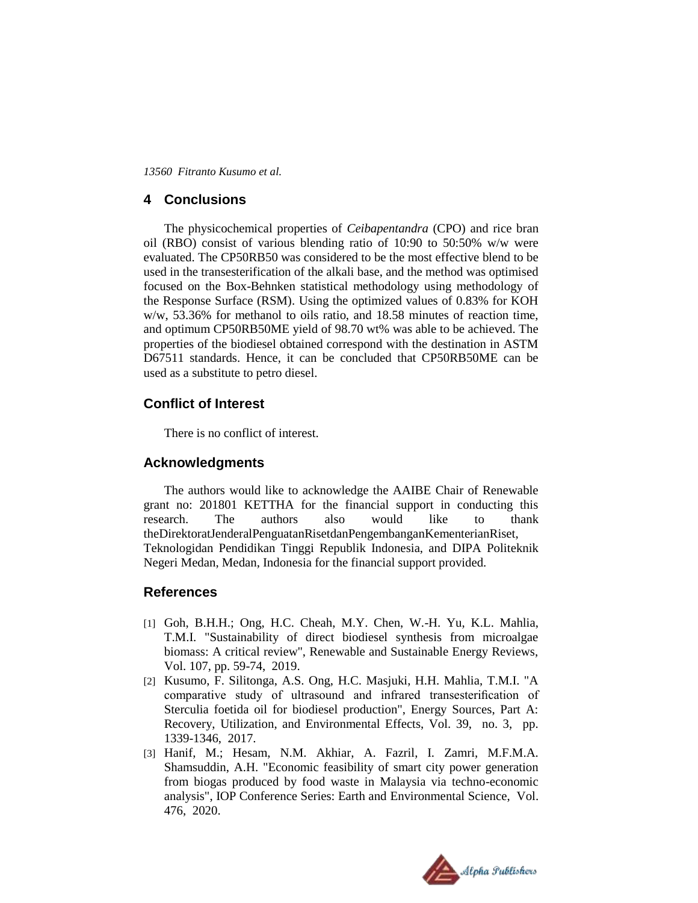## 4 Conclusions

The physicochemical properties of *Ceibapentandra* (CPO) and rice bran oil (RBO) consist of various blending ratio of 10:90 to 50:50% w/w were evaluated. The CP50RB50 was considered to be the most effective blend to be used in the transesterification of the alkali base, and the method was optimised focused on the Box-Behnken statistical methodology using methodology of the Response Surface (RSM). Using the optimized values of 0.83% for KOH w/w, 53.36% for methanol to oils ratio, and 18.58 minutes of reaction time, and optimum CP50RB50ME yield of 98.70 wt% was able to be achieved. The properties of the biodiesel obtained correspond with the destination in ASTM D67511 standards. Hence, it can be concluded that CP50RB50ME can be used as a substitute to petro diesel.

## Conflict of Interest

There is no conflict of interest.

## Acknowledgments

The authors would like to acknowledge the AAIBE Chair of Renewable grant no: 201801 KETTHA for the financial support in conducting this research. The authors also would like to thank theDirektoratJenderalPenguatanRisetdanPengembanganKementerianRiset, Teknologidan Pendidikan Tinggi Republik Indonesia, and DIPA Politeknik Negeri Medan, Medan, Indonesia for the financial support provided.

## References

[1] Goh, B.H.H.; Ong, H.C. Cheah, M.Y. Chen, W.-H. Yu, K.L. Mahlia, T.M.I. "Sustainability of direct biodiesel synthesis from microalgae biomass: A critical review", Renewable and Sustainable Energy Reviews, Vol. 107, pp. 59-74, 2019.

[2] Kusumo, F. Silitonga, A.S. Ong, H.C. Masjuki, H.H. Mahlia, T.M.I. "A comparative study of ultrasound and infrared transesterification of Sterculia foetida oil for biodiesel production", Energy Sources, Part A: Recovery, Utilization, and Environmental Effects, Vol. 39, no. 3, pp. 1339-1346, 2017.

[3] Hanif, M.; Hesam, N.M. Akhiar, A. Fazril, I. Zamri, M.F.M.A. Shamsuddin, A.H. "Economic feasibility of smart city power generation from biogas produced by food waste in Malaysia via techno-economic analysis", IOP Conference Series: Earth and Environmental Science, Vol. 476, 2020.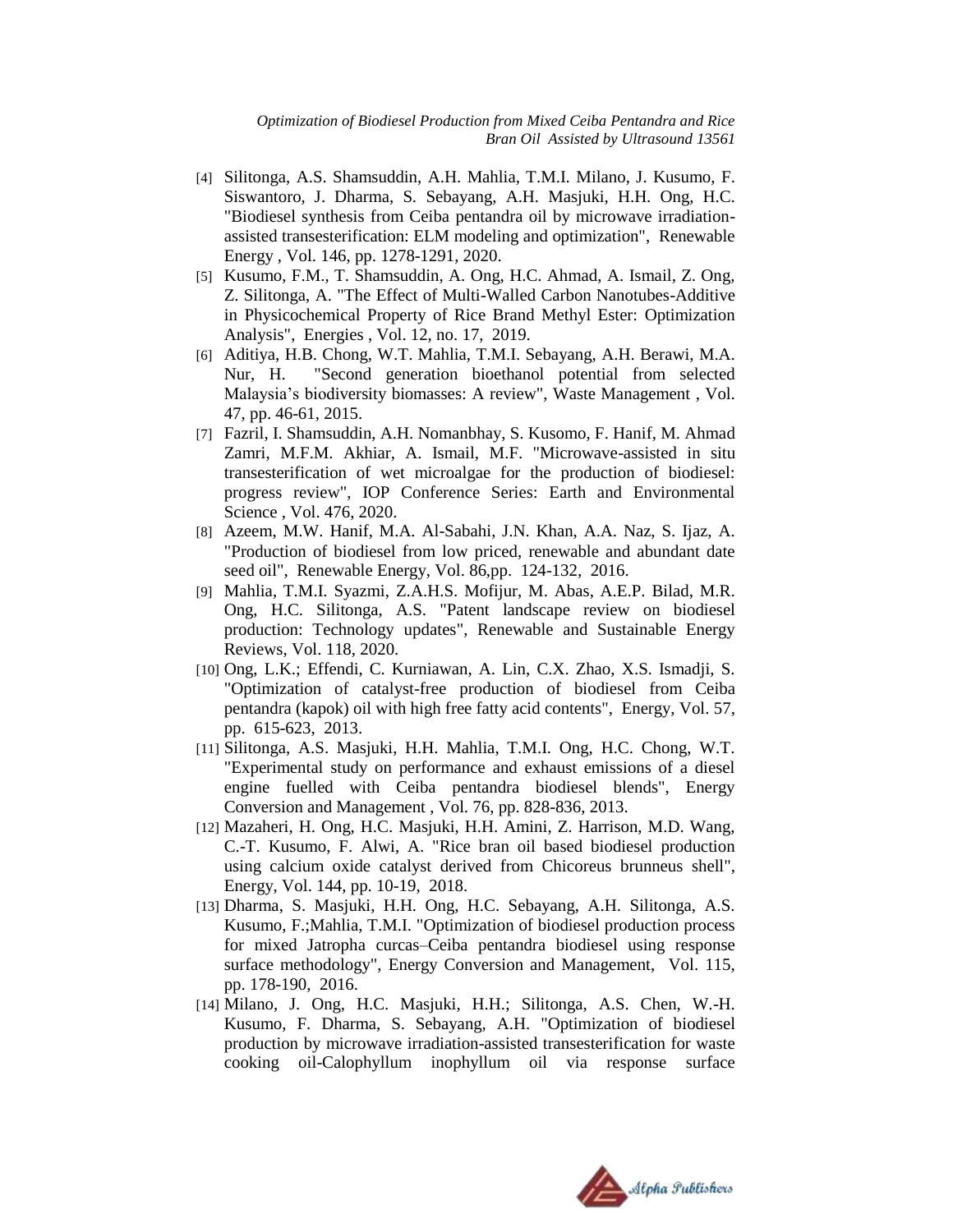[4] Silitonga, A.S. Shamsuddin, A.H. Mahlia, T.M.I. Milano, J. Kusumo, F. Siswantoro, J. Dharma, S. Sebayang, A.H. Masjuki, H.H. Ong, H.C. "Biodiesel synthesis from Ceiba pentandra oil by microwave irradiation-assisted transesterification: ELM modeling and optimization", Renewable Energy , Vol. 146, pp. 1278-1291, 2020.

[5] Kusumo, F.M., T. Shamsuddin, A. Ong, H.C. Ahmad, A. Ismail, Z. Ong, Z. Silitonga, A. "The Effect of Multi-Walled Carbon Nanotubes-Additive in Physicochemical Property of Rice Brand Methyl Ester: Optimization Analysis", Energies , Vol. 12, no. 17, 2019.

[6] Aditiya, H.B. Chong, W.T. Mahlia, T.M.I. Sebayang, A.H. Berawi, M.A. Nur, H. "Second generation bioethanol potential from selected Malaysia's biodiversity biomasses: A review", Waste Management , Vol. 47, pp. 46-61, 2015.

[7] Fazril, I. Shamsuddin, A.H. Nomanbhay, S. Kusomo, F. Hanif, M. Ahmad Zamri, M.F.M. Akhiar, A. Ismail, M.F. "Microwave-assisted in situ transesterification of wet microalgae for the production of biodiesel: progress review", IOP Conference Series: Earth and Environmental Science , Vol. 476, 2020.

[8] Azeem, M.W. Hanif, M.A. Al-Sabahi, J.N. Khan, A.A. Naz, S. Ijaz, A. "Production of biodiesel from low priced, renewable and abundant date seed oil", Renewable Energy, Vol. 86,pp. 124-132, 2016.

[9] Mahlia, T.M.I. Syazmi, Z.A.H.S. Mofijur, M. Abas, A.E.P. Bilad, M.R. Ong, H.C. Silitonga, A.S. "Patent landscape review on biodiesel production: Technology updates", Renewable and Sustainable Energy Reviews, Vol. 118, 2020.

[10] Ong, L.K.; Effendi, C. Kurniawan, A. Lin, C.X. Zhao, X.S. Ismadji, S. "Optimization of catalyst-free production of biodiesel from Ceiba pentandra (kapok) oil with high free fatty acid contents", Energy, Vol. 57, pp. 615-623, 2013.

[11] Silitonga, A.S. Masjuki, H.H. Mahlia, T.M.I. Ong, H.C. Chong, W.T. "Experimental study on performance and exhaust emissions of a diesel engine fuelled with Ceiba pentandra biodiesel blends", Energy Conversion and Management , Vol. 76, pp. 828-836, 2013.

[12] Mazaheri, H. Ong, H.C. Masjuki, H.H. Amini, Z. Harrison, M.D. Wang, C.-T. Kusumo, F. Alwi, A. "Rice bran oil based biodiesel production using calcium oxide catalyst derived from Chicoreus brunneus shell", Energy, Vol. 144, pp. 10-19, 2018.

[13] Dharma, S. Masjuki, H.H. Ong, H.C. Sebayang, A.H. Silitonga, A.S. Kusumo, F.;Mahlia, T.M.I. "Optimization of biodiesel production process for mixed Jatropha curcas–Ceiba pentandra biodiesel using response surface methodology", Energy Conversion and Management, Vol. 115, pp. 178-190, 2016.

[14] Milano, J. Ong, H.C. Masjuki, H.H.; Silitonga, A.S. Chen, W.-H. Kusumo, F. Dharma, S. Sebayang, A.H. "Optimization of biodiesel production by microwave irradiation-assisted transesterification for waste cooking oil-Calophyllum inophyllum oil via response surface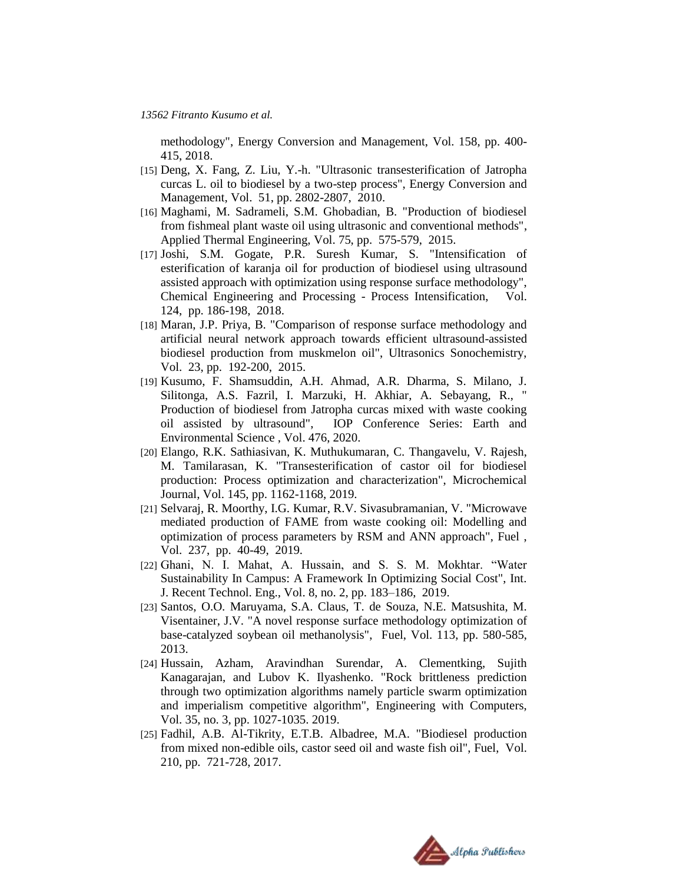methodology", Energy Conversion and Management, Vol. 158, pp. 400-415, 2018.

[15] Deng, X. Fang, Z. Liu, Y.-h. "Ultrasonic transesterification of Jatropha curcas L. oil to biodiesel by a two-step process", Energy Conversion and Management, Vol. 51, pp. 2802-2807, 2010.

[16] Maghami, M. Sadrameli, S.M. Ghobadian, B. "Production of biodiesel from fishmeal plant waste oil using ultrasonic and conventional methods", Applied Thermal Engineering, Vol. 75, pp. 575-579, 2015.

[17] Joshi, S.M. Gogate, P.R. Suresh Kumar, S. "Intensification of esterification of karanja oil for production of biodiesel using ultrasound assisted approach with optimization using response surface methodology", Chemical Engineering and Processing - Process Intensification, Vol. 124, pp. 186-198, 2018.

[18] Maran, J.P. Priya, B. "Comparison of response surface methodology and artificial neural network approach towards efficient ultrasound-assisted biodiesel production from muskmelon oil", Ultrasonics Sonochemistry, Vol. 23, pp. 192-200, 2015.

[19] Kusumo, F. Shamsuddin, A.H. Ahmad, A.R. Dharma, S. Milano, J. Silitonga, A.S. Fazril, I. Marzuki, H. Akhiar, A. Sebayang, R., " Production of biodiesel from Jatropha curcas mixed with waste cooking oil assisted by ultrasound", IOP Conference Series: Earth and Environmental Science , Vol. 476, 2020.

[20] Elango, R.K. Sathiasivan, K. Muthukumaran, C. Thangavelu, V. Rajesh, M. Tamilarasan, K. "Transesterification of castor oil for biodiesel production: Process optimization and characterization", Microchemical Journal, Vol. 145, pp. 1162-1168, 2019.

[21] Selvaraj, R. Moorthy, I.G. Kumar, R.V. Sivasubramanian, V. "Microwave mediated production of FAME from waste cooking oil: Modelling and optimization of process parameters by RSM and ANN approach", Fuel , Vol. 237, pp. 40-49, 2019.

[22] Ghani, N. I. Mahat, A. Hussain, and S. S. M. Mokhtar. "Water Sustainability In Campus: A Framework In Optimizing Social Cost", Int. J. Recent Technol. Eng., Vol. 8, no. 2, pp. 183–186, 2019.

[23] Santos, O.O. Maruyama, S.A. Claus, T. de Souza, N.E. Matsushita, M. Visentainer, J.V. "A novel response surface methodology optimization of base-catalyzed soybean oil methanolysis", Fuel, Vol. 113, pp. 580-585, 2013.

[24] Hussain, Azham, Aravindhan Surendar, A. Clementking, Sujith Kanagarajan, and Lubov K. Ilyashenko. "Rock brittleness prediction through two optimization algorithms namely particle swarm optimization and imperialism competitive algorithm", Engineering with Computers, Vol. 35, no. 3, pp. 1027-1035. 2019.

[25] Fadhil, A.B. Al-Tikrity, E.T.B. Albadree, M.A. "Biodiesel production from mixed non-edible oils, castor seed oil and waste fish oil", Fuel, Vol. 210, pp. 721-728, 2017.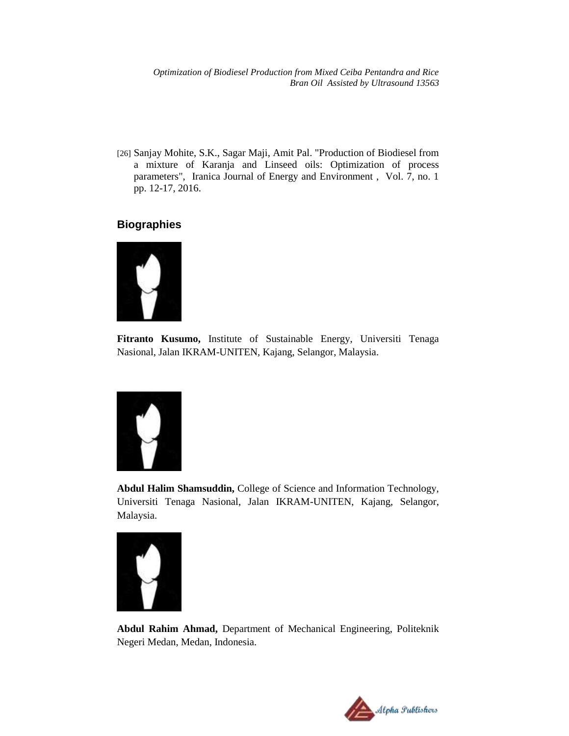[26] Sanjay Mohite, S.K., Sagar Maji, Amit Pal. "Production of Biodiesel from a mixture of Karanja and Linseed oils: Optimization of process parameters", Iranica Journal of Energy and Environment , Vol. 7, no. 1 pp. 12-17, 2016.

## Biographies

**Fitranto Kusumo,** Institute of Sustainable Energy, Universiti Tenaga Nasional, Jalan IKRAM-UNITEN, Kajang, Selangor, Malaysia.

**Abdul Halim Shamsuddin,** College of Science and Information Technology, Universiti Tenaga Nasional, Jalan IKRAM-UNITEN, Kajang, Selangor, Malaysia.

**Abdul Rahim Ahmad,** Department of Mechanical Engineering, Politeknik Negeri Medan, Medan, Indonesia.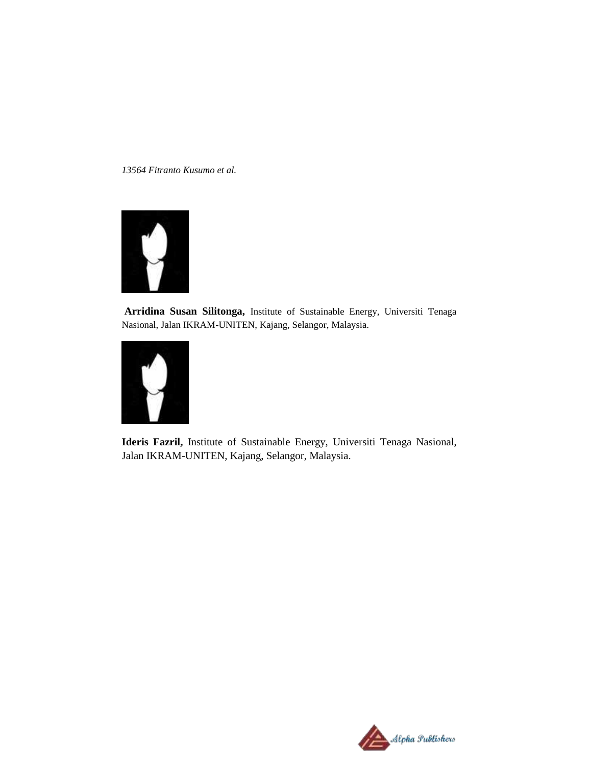**Arridina Susan Silitonga,** Institute of Sustainable Energy, Universiti Tenaga Nasional, Jalan IKRAM-UNITEN, Kajang, Selangor, Malaysia.

**Ideris Fazril,** Institute of Sustainable Energy, Universiti Tenaga Nasional, Jalan IKRAM-UNITEN, Kajang, Selangor, Malaysia.